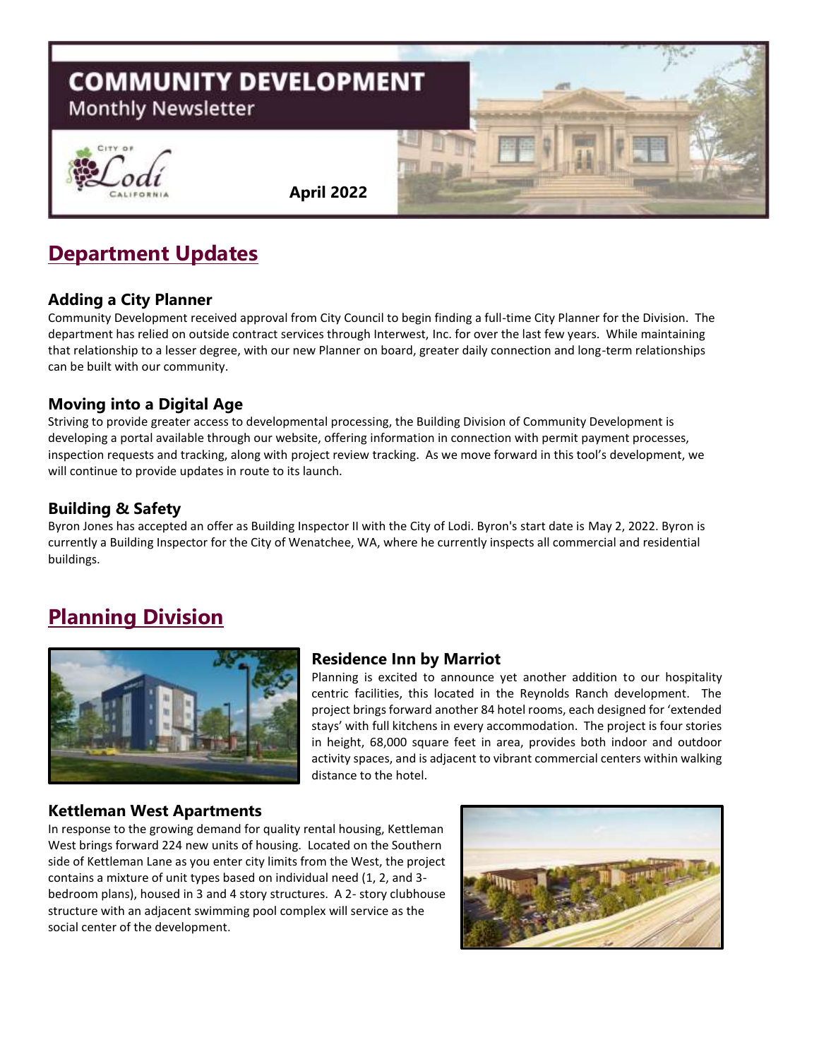# COMMUNITY DEVELOPMENT

Monthly Newsletter

City of Lodi California

**April 2022**

## Department Updates

### Adding a City Planner

Community Development received approval from City Council to begin finding a full-time City Planner for the Division. The department has relied on outside contract services through Interwest, Inc. for over the last few years. While maintaining that relationship to a lesser degree, with our new Planner on board, greater daily connection and long-term relationships can be built with our community.

### Moving into a Digital Age

Striving to provide greater access to developmental processing, the Building Division of Community Development is developing a portal available through our website, offering information in connection with permit payment processes, inspection requests and tracking, along with project review tracking. As we move forward in this tool's development, we will continue to provide updates in route to its launch.

### Building & Safety

Byron Jones has accepted an offer as Building Inspector II with the City of Lodi. Byron's start date is May 2, 2022. Byron is currently a Building Inspector for the City of Wenatchee, WA, where he currently inspects all commercial and residential buildings.

## Planning Division

### Residence Inn by Marriot

Planning is excited to announce yet another addition to our hospitality centric facilities, this located in the Reynolds Ranch development. The project brings forward another 84 hotel rooms, each designed for 'extended stays' with full kitchens in every accommodation. The project is four stories in height, 68,000 square feet in area, provides both indoor and outdoor activity spaces, and is adjacent to vibrant commercial centers within walking distance to the hotel.

### Kettleman West Apartments

In response to the growing demand for quality rental housing, Kettleman West brings forward 224 new units of housing. Located on the Southern side of Kettleman Lane as you enter city limits from the West, the project contains a mixture of unit types based on individual need (1, 2, and 3-bedroom plans), housed in 3 and 4 story structures. A 2- story clubhouse structure with an adjacent swimming pool complex will service as the social center of the development.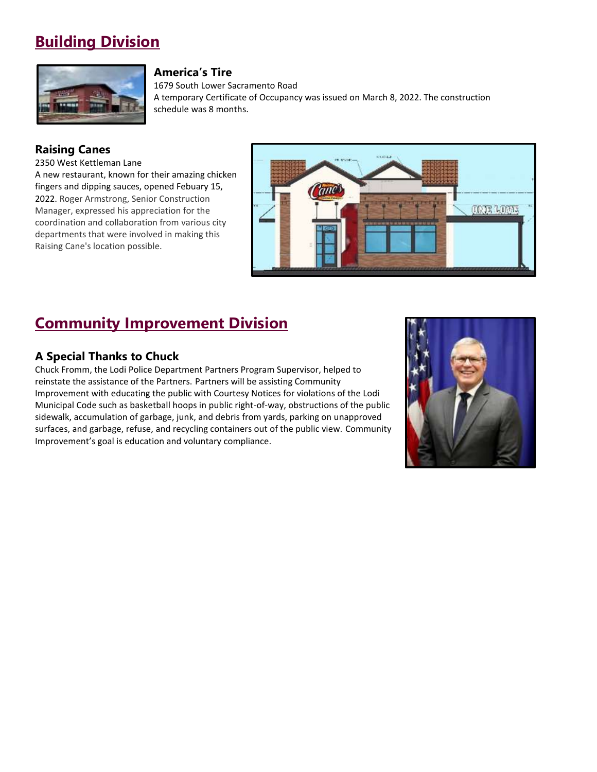## Building Division

### America's Tire

1679 South Lower Sacramento Road

A temporary Certificate of Occupancy was issued on March 8, 2022. The construction schedule was 8 months.

### Raising Canes

2350 West Kettleman Lane

A new restaurant, known for their amazing chicken fingers and dipping sauces, opened Febuary 15, 2022. Roger Armstrong, Senior Construction Manager, expressed his appreciation for the coordination and collaboration from various city departments that were involved in making this Raising Cane's location possible.

## Community Improvement Division

### A Special Thanks to Chuck

Chuck Fromm, the Lodi Police Department Partners Program Supervisor, helped to reinstate the assistance of the Partners. Partners will be assisting Community Improvement with educating the public with Courtesy Notices for violations of the Lodi Municipal Code such as basketball hoops in public right-of-way, obstructions of the public sidewalk, accumulation of garbage, junk, and debris from yards, parking on unapproved surfaces, and garbage, refuse, and recycling containers out of the public view. Community Improvement's goal is education and voluntary compliance.